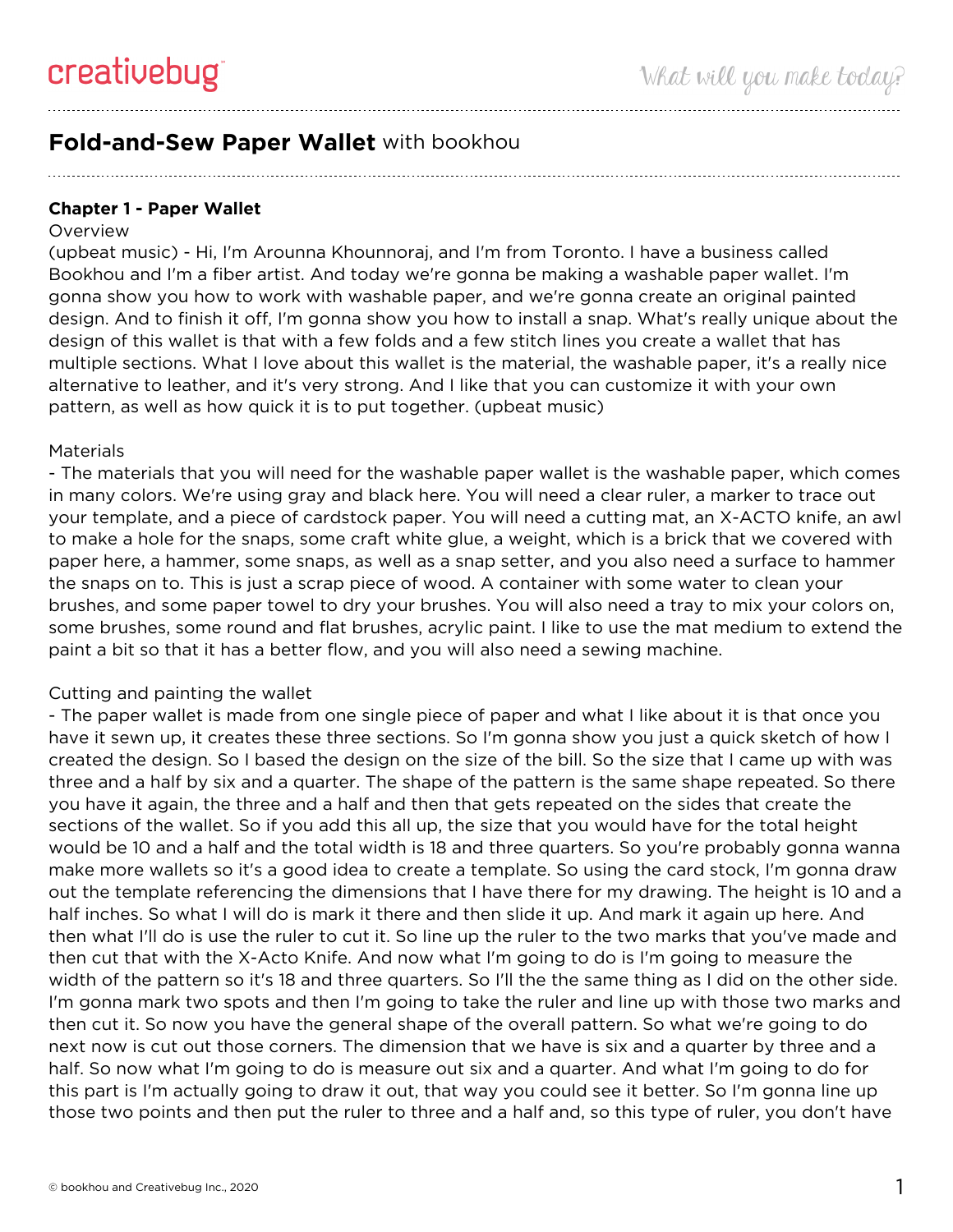# Fold-and-Sew Paper Wallet with bookhou

**Chapter 1 - Paper Wallet**

Overview

(upbeat music) - Hi, I'm Arounna Khounnoraj, and I'm from Toronto. I have a business called Bookhou and I'm a fiber artist. And today we're gonna be making a washable paper wallet. I'm gonna show you how to work with washable paper, and we're gonna create an original painted design. And to finish it off, I'm gonna show you how to install a snap. What's really unique about the design of this wallet is that with a few folds and a few stitch lines you create a wallet that has multiple sections. What I love about this wallet is the material, the washable paper, it's a really nice alternative to leather, and it's very strong. And I like that you can customize it with your own pattern, as well as how quick it is to put together. (upbeat music)

Materials

- The materials that you will need for the washable paper wallet is the washable paper, which comes in many colors. We're using gray and black here. You will need a clear ruler, a marker to trace out your template, and a piece of cardstock paper. You will need a cutting mat, an X-ACTO knife, an awl to make a hole for the snaps, some craft white glue, a weight, which is a brick that we covered with paper here, a hammer, some snaps, as well as a snap setter, and you also need a surface to hammer the snaps on to. This is just a scrap piece of wood. A container with some water to clean your brushes, and some paper towel to dry your brushes. You will also need a tray to mix your colors on, some brushes, some round and flat brushes, acrylic paint. I like to use the mat medium to extend the paint a bit so that it has a better flow, and you will also need a sewing machine.

Cutting and painting the wallet

- The paper wallet is made from one single piece of paper and what I like about it is that once you have it sewn up, it creates these three sections. So I'm gonna show you just a quick sketch of how I created the design. So I based the design on the size of the bill. So the size that I came up with was three and a half by six and a quarter. The shape of the pattern is the same shape repeated. So there you have it again, the three and a half and then that gets repeated on the sides that create the sections of the wallet. So if you add this all up, the size that you would have for the total height would be 10 and a half and the total width is 18 and three quarters. So you're probably gonna wanna make more wallets so it's a good idea to create a template. So using the card stock, I'm gonna draw out the template referencing the dimensions that I have there for my drawing. The height is 10 and a half inches. So what I will do is mark it there and then slide it up. And mark it again up here. And then what I'll do is use the ruler to cut it. So line up the ruler to the two marks that you've made and then cut that with the X-Acto Knife. And now what I'm going to do is I'm going to measure the width of the pattern so it's 18 and three quarters. So I'll the the same thing as I did on the other side. I'm gonna mark two spots and then I'm going to take the ruler and line up with those two marks and then cut it. So now you have the general shape of the overall pattern. So what we're going to do next now is cut out those corners. The dimension that we have is six and a quarter by three and a half. So now what I'm going to do is measure out six and a quarter. And what I'm going to do for this part is I'm actually going to draw it out, that way you could see it better. So I'm gonna line up those two points and then put the ruler to three and a half and, so this type of ruler, you don't have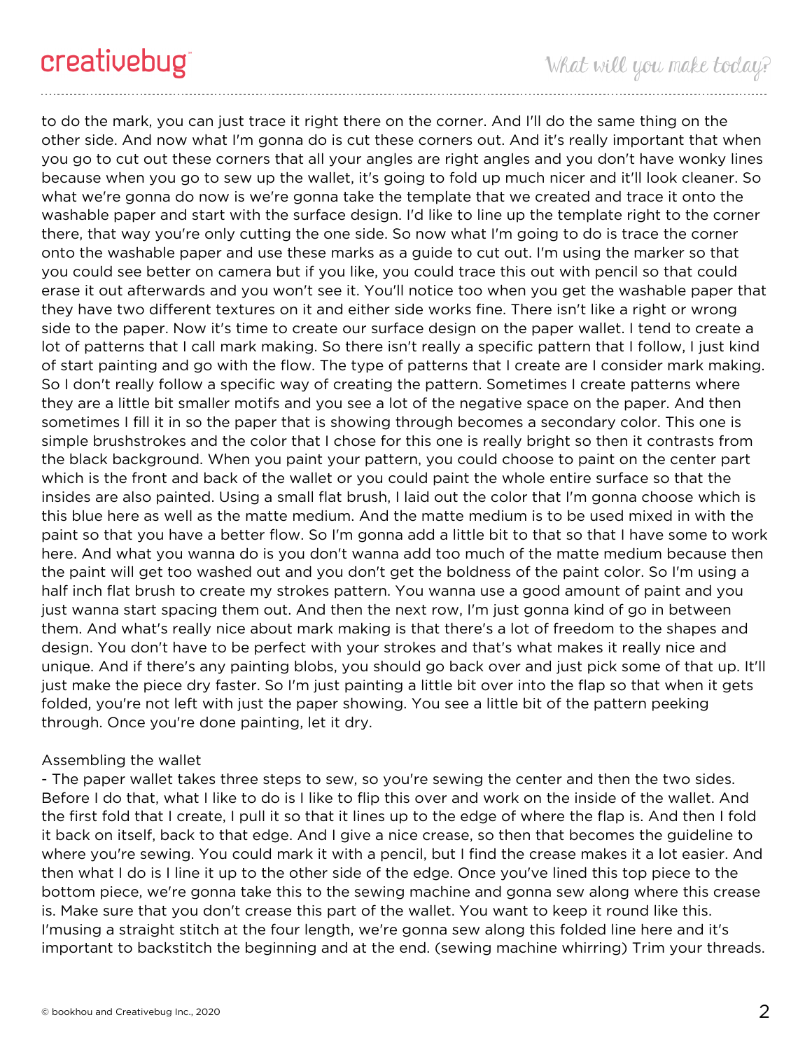to do the mark, you can just trace it right there on the corner. And I'll do the same thing on the other side. And now what I'm gonna do is cut these corners out. And it's really important that when you go to cut out these corners that all your angles are right angles and you don't have wonky lines because when you go to sew up the wallet, it's going to fold up much nicer and it'll look cleaner. So what we're gonna do now is we're gonna take the template that we created and trace it onto the washable paper and start with the surface design. I'd like to line up the template right to the corner there, that way you're only cutting the one side. So now what I'm going to do is trace the corner onto the washable paper and use these marks as a guide to cut out. I'm using the marker so that you could see better on camera but if you like, you could trace this out with pencil so that could erase it out afterwards and you won't see it. You'll notice too when you get the washable paper that they have two different textures on it and either side works fine. There isn't like a right or wrong side to the paper. Now it's time to create our surface design on the paper wallet. I tend to create a lot of patterns that I call mark making. So there isn't really a specific pattern that I follow, I just kind of start painting and go with the flow. The type of patterns that I create are I consider mark making. So I don't really follow a specific way of creating the pattern. Sometimes I create patterns where they are a little bit smaller motifs and you see a lot of the negative space on the paper. And then sometimes I fill it in so the paper that is showing through becomes a secondary color. This one is simple brushstrokes and the color that I chose for this one is really bright so then it contrasts from the black background. When you paint your pattern, you could choose to paint on the center part which is the front and back of the wallet or you could paint the whole entire surface so that the insides are also painted. Using a small flat brush, I laid out the color that I'm gonna choose which is this blue here as well as the matte medium. And the matte medium is to be used mixed in with the paint so that you have a better flow. So I'm gonna add a little bit to that so that I have some to work here. And what you wanna do is you don't wanna add too much of the matte medium because then the paint will get too washed out and you don't get the boldness of the paint color. So I'm using a half inch flat brush to create my strokes pattern. You wanna use a good amount of paint and you just wanna start spacing them out. And then the next row, I'm just gonna kind of go in between them. And what's really nice about mark making is that there's a lot of freedom to the shapes and design. You don't have to be perfect with your strokes and that's what makes it really nice and unique. And if there's any painting blobs, you should go back over and just pick some of that up. It'll just make the piece dry faster. So I'm just painting a little bit over into the flap so that when it gets folded, you're not left with just the paper showing. You see a little bit of the pattern peeking through. Once you're done painting, let it dry.

Assembling the wallet

- The paper wallet takes three steps to sew, so you're sewing the center and then the two sides. Before I do that, what I like to do is I like to flip this over and work on the inside of the wallet. And the first fold that I create, I pull it so that it lines up to the edge of where the flap is. And then I fold it back on itself, back to that edge. And I give a nice crease, so then that becomes the guideline to where you're sewing. You could mark it with a pencil, but I find the crease makes it a lot easier. And then what I do is I line it up to the other side of the edge. Once you've lined this top piece to the bottom piece, we're gonna take this to the sewing machine and gonna sew along where this crease is. Make sure that you don't crease this part of the wallet. You want to keep it round like this. I'musing a straight stitch at the four length, we're gonna sew along this folded line here and it's important to backstitch the beginning and at the end. (sewing machine whirring) Trim your threads.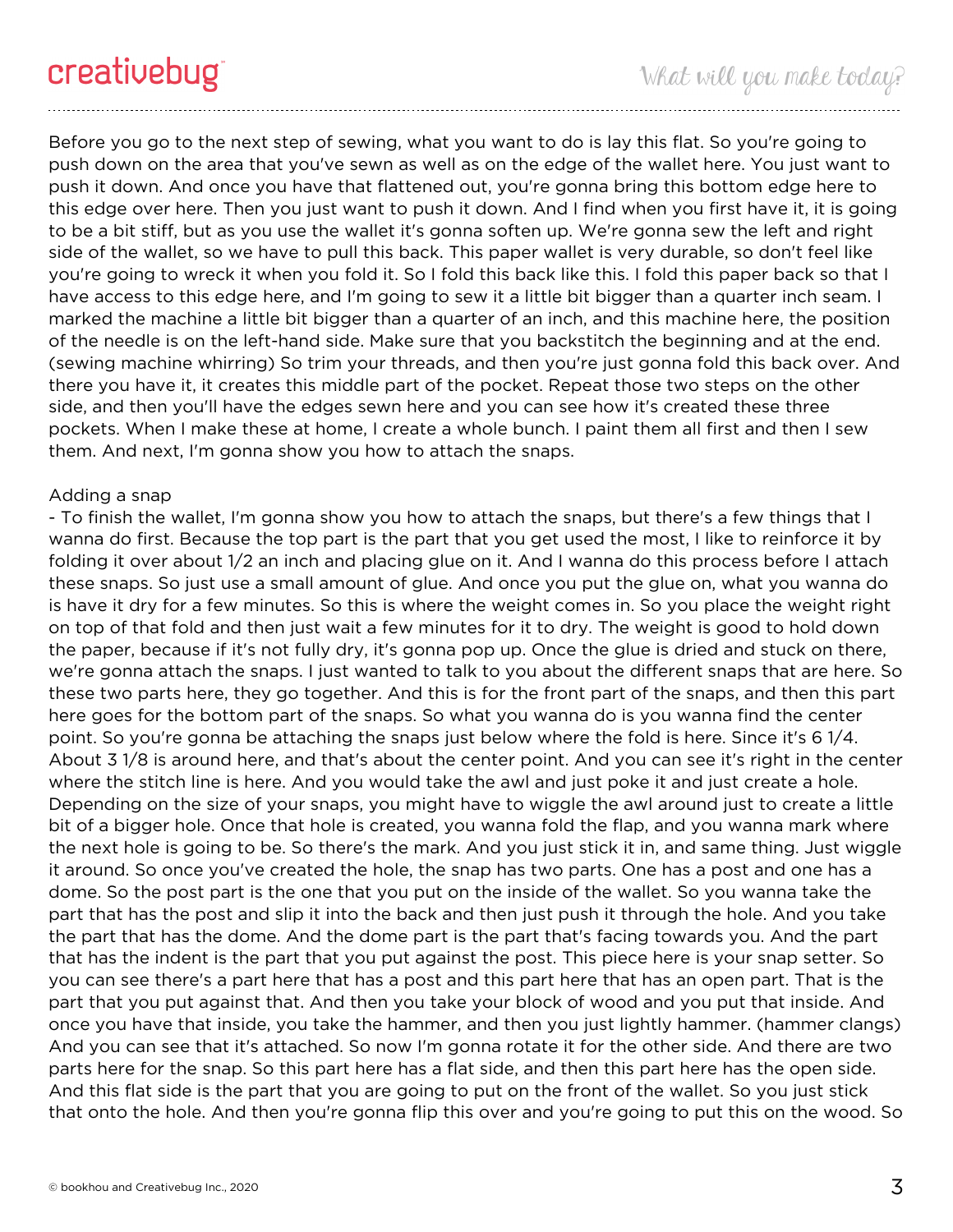Before you go to the next step of sewing, what you want to do is lay this flat. So you're going to push down on the area that you've sewn as well as on the edge of the wallet here. You just want to push it down. And once you have that flattened out, you're gonna bring this bottom edge here to this edge over here. Then you just want to push it down. And I find when you first have it, it is going to be a bit stiff, but as you use the wallet it's gonna soften up. We're gonna sew the left and right side of the wallet, so we have to pull this back. This paper wallet is very durable, so don't feel like you're going to wreck it when you fold it. So I fold this back like this. I fold this paper back so that I have access to this edge here, and I'm going to sew it a little bit bigger than a quarter inch seam. I marked the machine a little bit bigger than a quarter of an inch, and this machine here, the position of the needle is on the left-hand side. Make sure that you backstitch the beginning and at the end. (sewing machine whirring) So trim your threads, and then you're just gonna fold this back over. And there you have it, it creates this middle part of the pocket. Repeat those two steps on the other side, and then you'll have the edges sewn here and you can see how it's created these three pockets. When I make these at home, I create a whole bunch. I paint them all first and then I sew them. And next, I'm gonna show you how to attach the snaps.

Adding a snap

- To finish the wallet, I'm gonna show you how to attach the snaps, but there's a few things that I wanna do first. Because the top part is the part that you get used the most, I like to reinforce it by folding it over about 1/2 an inch and placing glue on it. And I wanna do this process before I attach these snaps. So just use a small amount of glue. And once you put the glue on, what you wanna do is have it dry for a few minutes. So this is where the weight comes in. So you place the weight right on top of that fold and then just wait a few minutes for it to dry. The weight is good to hold down the paper, because if it's not fully dry, it's gonna pop up. Once the glue is dried and stuck on there, we're gonna attach the snaps. I just wanted to talk to you about the different snaps that are here. So these two parts here, they go together. And this is for the front part of the snaps, and then this part here goes for the bottom part of the snaps. So what you wanna do is you wanna find the center point. So you're gonna be attaching the snaps just below where the fold is here. Since it's 6 1/4. About 3 1/8 is around here, and that's about the center point. And you can see it's right in the center where the stitch line is here. And you would take the awl and just poke it and just create a hole. Depending on the size of your snaps, you might have to wiggle the awl around just to create a little bit of a bigger hole. Once that hole is created, you wanna fold the flap, and you wanna mark where the next hole is going to be. So there's the mark. And you just stick it in, and same thing. Just wiggle it around. So once you've created the hole, the snap has two parts. One has a post and one has a dome. So the post part is the one that you put on the inside of the wallet. So you wanna take the part that has the post and slip it into the back and then just push it through the hole. And you take the part that has the dome. And the dome part is the part that's facing towards you. And the part that has the indent is the part that you put against the post. This piece here is your snap setter. So you can see there's a part here that has a post and this part here that has an open part. That is the part that you put against that. And then you take your block of wood and you put that inside. And once you have that inside, you take the hammer, and then you just lightly hammer. (hammer clangs) And you can see that it's attached. So now I'm gonna rotate it for the other side. And there are two parts here for the snap. So this part here has a flat side, and then this part here has the open side. And this flat side is the part that you are going to put on the front of the wallet. So you just stick that onto the hole. And then you're gonna flip this over and you're going to put this on the wood. So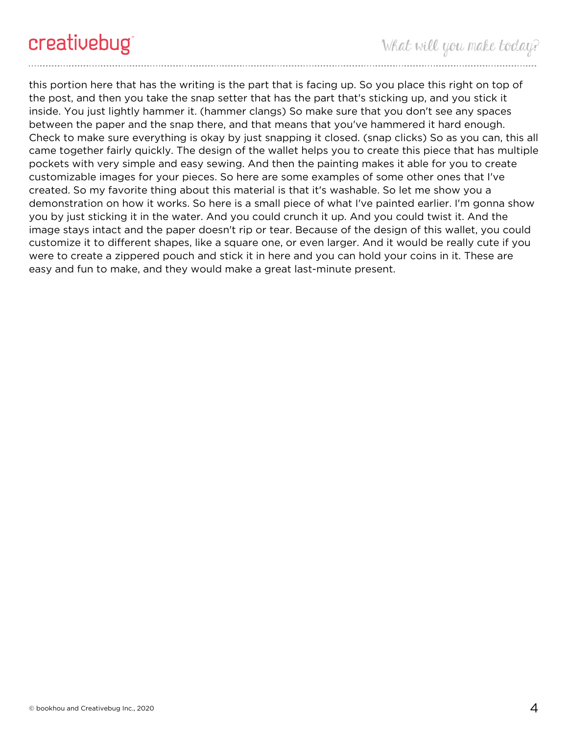this portion here that has the writing is the part that is facing up. So you place this right on top of the post, and then you take the snap setter that has the part that's sticking up, and you stick it inside. You just lightly hammer it. (hammer clangs) So make sure that you don't see any spaces between the paper and the snap there, and that means that you've hammered it hard enough. Check to make sure everything is okay by just snapping it closed. (snap clicks) So as you can, this all came together fairly quickly. The design of the wallet helps you to create this piece that has multiple pockets with very simple and easy sewing. And then the painting makes it able for you to create customizable images for your pieces. So here are some examples of some other ones that I've created. So my favorite thing about this material is that it's washable. So let me show you a demonstration on how it works. So here is a small piece of what I've painted earlier. I'm gonna show you by just sticking it in the water. And you could crunch it up. And you could twist it. And the image stays intact and the paper doesn't rip or tear. Because of the design of this wallet, you could customize it to different shapes, like a square one, or even larger. And it would be really cute if you were to create a zippered pouch and stick it in here and you can hold your coins in it. These are easy and fun to make, and they would make a great last-minute present.